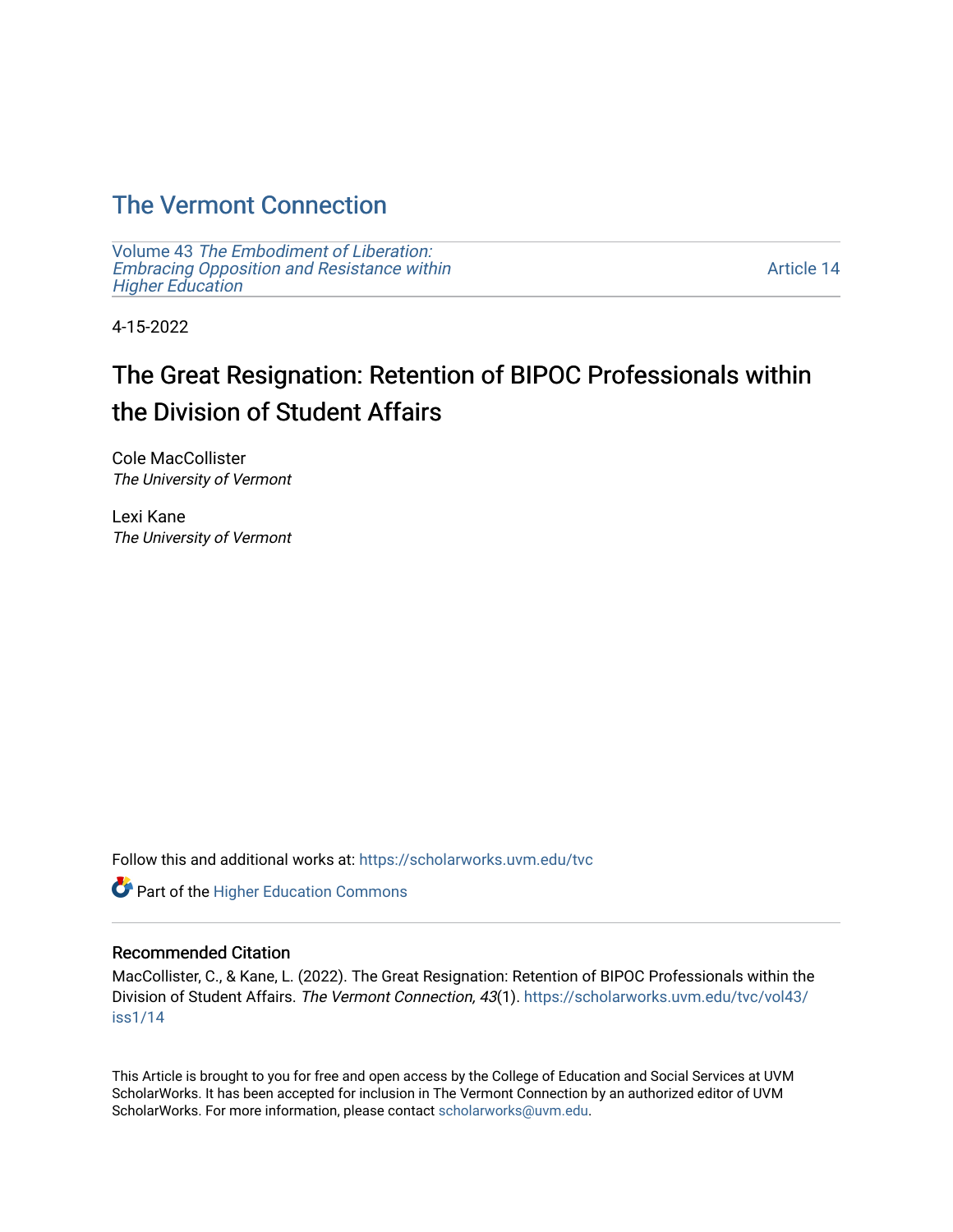# The Vermont Connection

Volume 43 *The Embodiment of Liberation: Embracing Opposition and Resistance within Higher Education*

Article 14

4-15-2022

## The Great Resignation: Retention of BIPOC Professionals within the Division of Student Affairs

Cole MacCollister
*The University of Vermont*

Lexi Kane
*The University of Vermont*

Follow this and additional works at: https://scholarworks.uvm.edu/tvc

Part of the Higher Education Commons

### Recommended Citation

MacCollister, C., & Kane, L. (2022). The Great Resignation: Retention of BIPOC Professionals within the Division of Student Affairs. *The Vermont Connection, 43*(1). https://scholarworks.uvm.edu/tvc/vol43/iss1/14

This Article is brought to you for free and open access by the College of Education and Social Services at UVM ScholarWorks. It has been accepted for inclusion in The Vermont Connection by an authorized editor of UVM ScholarWorks. For more information, please contact scholarworks@uvm.edu.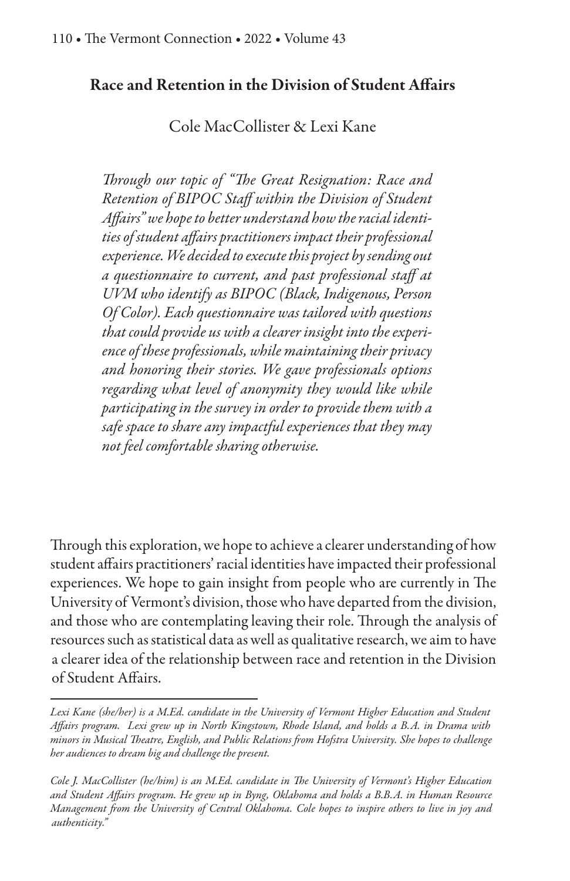## Race and Retention in the Division of Student Affairs

Cole MacCollister & Lexi Kane

*Through our topic of "The Great Resignation: Race and Retention of BIPOC Staff within the Division of Student Affairs" we hope to better understand how the racial identities of student affairs practitioners impact their professional experience. We decided to execute this project by sending out a questionnaire to current, and past professional staff at UVM who identify as BIPOC (Black, Indigenous, Person Of Color). Each questionnaire was tailored with questions that could provide us with a clearer insight into the experience of these professionals, while maintaining their privacy and honoring their stories. We gave professionals options regarding what level of anonymity they would like while participating in the survey in order to provide them with a safe space to share any impactful experiences that they may not feel comfortable sharing otherwise.*

Through this exploration, we hope to achieve a clearer understanding of how student affairs practitioners' racial identities have impacted their professional experiences. We hope to gain insight from people who are currently in The University of Vermont's division, those who have departed from the division, and those who are contemplating leaving their role. Through the analysis of resources such as statistical data as well as qualitative research, we aim to have a clearer idea of the relationship between race and retention in the Division of Student Affairs.

---

*Lexi Kane (she/her) is a M.Ed. candidate in the University of Vermont Higher Education and Student Affairs program. Lexi grew up in North Kingstown, Rhode Island, and holds a B.A. in Drama with minors in Musical Theatre, English, and Public Relations from Hofstra University. She hopes to challenge her audiences to dream big and challenge the present.*

*Cole J. MacCollister (he/him) is an M.Ed. candidate in The University of Vermont's Higher Education and Student Affairs program. He grew up in Byng, Oklahoma and holds a B.B.A. in Human Resource Management from the University of Central Oklahoma. Cole hopes to inspire others to live in joy and authenticity."*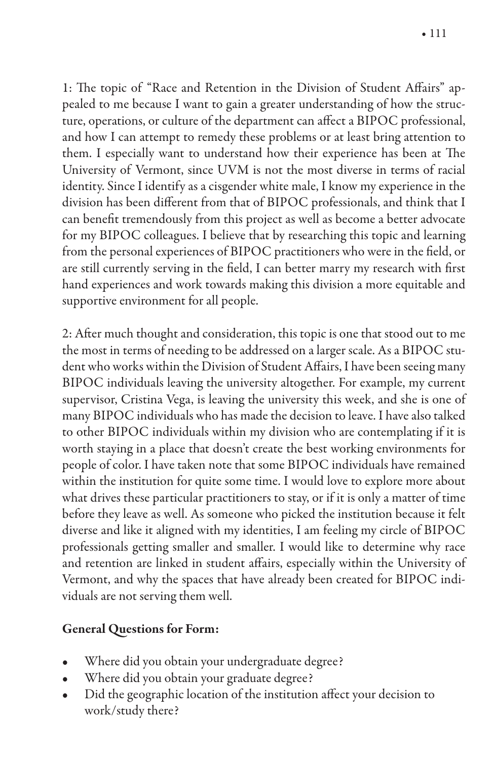1: The topic of "Race and Retention in the Division of Student Affairs" appealed to me because I want to gain a greater understanding of how the structure, operations, or culture of the department can affect a BIPOC professional, and how I can attempt to remedy these problems or at least bring attention to them. I especially want to understand how their experience has been at The University of Vermont, since UVM is not the most diverse in terms of racial identity. Since I identify as a cisgender white male, I know my experience in the division has been different from that of BIPOC professionals, and think that I can benefit tremendously from this project as well as become a better advocate for my BIPOC colleagues. I believe that by researching this topic and learning from the personal experiences of BIPOC practitioners who were in the field, or are still currently serving in the field, I can better marry my research with first hand experiences and work towards making this division a more equitable and supportive environment for all people.

2: After much thought and consideration, this topic is one that stood out to me the most in terms of needing to be addressed on a larger scale. As a BIPOC student who works within the Division of Student Affairs, I have been seeing many BIPOC individuals leaving the university altogether. For example, my current supervisor, Cristina Vega, is leaving the university this week, and she is one of many BIPOC individuals who has made the decision to leave. I have also talked to other BIPOC individuals within my division who are contemplating if it is worth staying in a place that doesn't create the best working environments for people of color. I have taken note that some BIPOC individuals have remained within the institution for quite some time. I would love to explore more about what drives these particular practitioners to stay, or if it is only a matter of time before they leave as well. As someone who picked the institution because it felt diverse and like it aligned with my identities, I am feeling my circle of BIPOC professionals getting smaller and smaller. I would like to determine why race and retention are linked in student affairs, especially within the University of Vermont, and why the spaces that have already been created for BIPOC individuals are not serving them well.

**General Questions for Form:**

- Where did you obtain your undergraduate degree?
- Where did you obtain your graduate degree?
- Did the geographic location of the institution affect your decision to work/study there?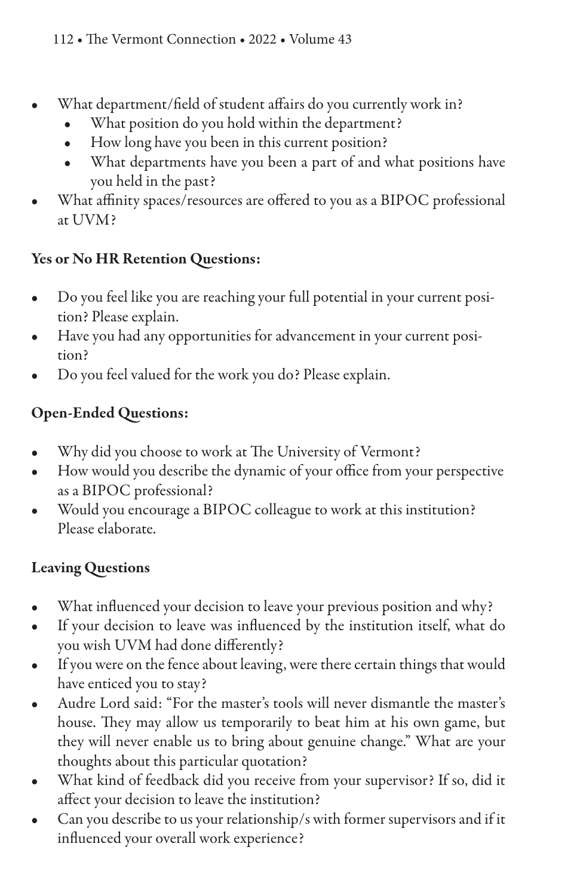- What department/field of student affairs do you currently work in?
    - What position do you hold within the department?
    - How long have you been in this current position?
    - What departments have you been a part of and what positions have you held in the past?
- What affinity spaces/resources are offered to you as a BIPOC professional at UVM?

**Yes or No HR Retention Questions:**

- Do you feel like you are reaching your full potential in your current position? Please explain.
- Have you had any opportunities for advancement in your current position?
- Do you feel valued for the work you do? Please explain.

**Open-Ended Questions:**

- Why did you choose to work at The University of Vermont?
- How would you describe the dynamic of your office from your perspective as a BIPOC professional?
- Would you encourage a BIPOC colleague to work at this institution? Please elaborate.

**Leaving Questions**

- What influenced your decision to leave your previous position and why?
- If your decision to leave was influenced by the institution itself, what do you wish UVM had done differently?
- If you were on the fence about leaving, were there certain things that would have enticed you to stay?
- Audre Lord said: "For the master's tools will never dismantle the master's house. They may allow us temporarily to beat him at his own game, but they will never enable us to bring about genuine change." What are your thoughts about this particular quotation?
- What kind of feedback did you receive from your supervisor? If so, did it affect your decision to leave the institution?
- Can you describe to us your relationship/s with former supervisors and if it influenced your overall work experience?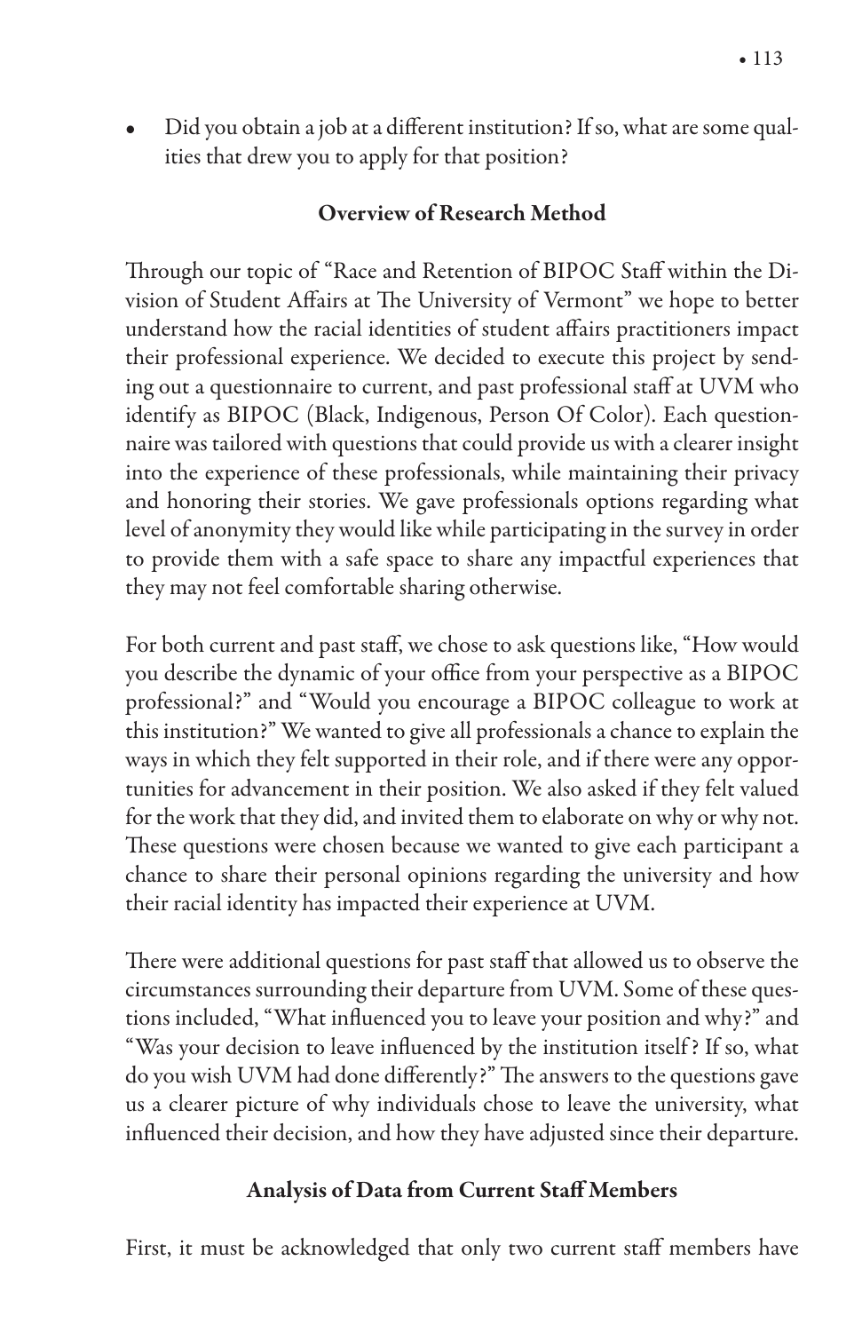- Did you obtain a job at a different institution? If so, what are some qualities that drew you to apply for that position?

## Overview of Research Method

Through our topic of "Race and Retention of BIPOC Staff within the Division of Student Affairs at The University of Vermont" we hope to better understand how the racial identities of student affairs practitioners impact their professional experience. We decided to execute this project by sending out a questionnaire to current, and past professional staff at UVM who identify as BIPOC (Black, Indigenous, Person Of Color). Each questionnaire was tailored with questions that could provide us with a clearer insight into the experience of these professionals, while maintaining their privacy and honoring their stories. We gave professionals options regarding what level of anonymity they would like while participating in the survey in order to provide them with a safe space to share any impactful experiences that they may not feel comfortable sharing otherwise.

For both current and past staff, we chose to ask questions like, "How would you describe the dynamic of your office from your perspective as a BIPOC professional?" and "Would you encourage a BIPOC colleague to work at this institution?" We wanted to give all professionals a chance to explain the ways in which they felt supported in their role, and if there were any opportunities for advancement in their position. We also asked if they felt valued for the work that they did, and invited them to elaborate on why or why not. These questions were chosen because we wanted to give each participant a chance to share their personal opinions regarding the university and how their racial identity has impacted their experience at UVM.

There were additional questions for past staff that allowed us to observe the circumstances surrounding their departure from UVM. Some of these questions included, "What influenced you to leave your position and why?" and "Was your decision to leave influenced by the institution itself? If so, what do you wish UVM had done differently?" The answers to the questions gave us a clearer picture of why individuals chose to leave the university, what influenced their decision, and how they have adjusted since their departure.

## Analysis of Data from Current Staff Members

First, it must be acknowledged that only two current staff members have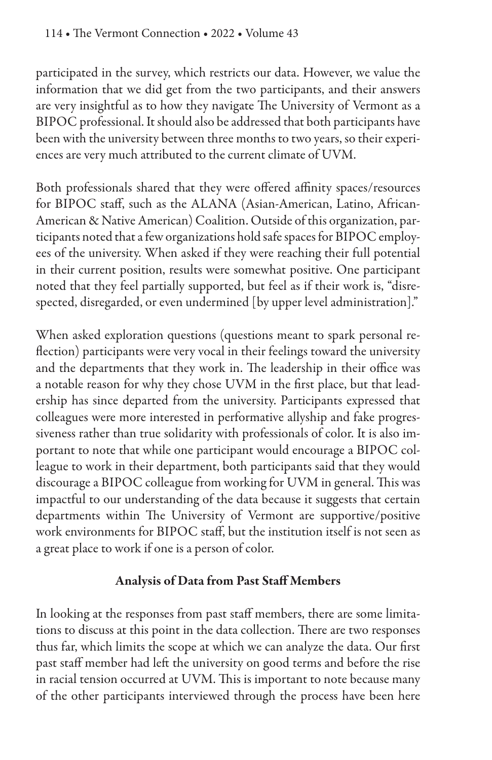participated in the survey, which restricts our data. However, we value the information that we did get from the two participants, and their answers are very insightful as to how they navigate The University of Vermont as a BIPOC professional. It should also be addressed that both participants have been with the university between three months to two years, so their experiences are very much attributed to the current climate of UVM.

Both professionals shared that they were offered affinity spaces/resources for BIPOC staff, such as the ALANA (Asian-American, Latino, African-American & Native American) Coalition. Outside of this organization, participants noted that a few organizations hold safe spaces for BIPOC employees of the university. When asked if they were reaching their full potential in their current position, results were somewhat positive. One participant noted that they feel partially supported, but feel as if their work is, "disrespected, disregarded, or even undermined [by upper level administration]."

When asked exploration questions (questions meant to spark personal reflection) participants were very vocal in their feelings toward the university and the departments that they work in. The leadership in their office was a notable reason for why they chose UVM in the first place, but that leadership has since departed from the university. Participants expressed that colleagues were more interested in performative allyship and fake progressiveness rather than true solidarity with professionals of color. It is also important to note that while one participant would encourage a BIPOC colleague to work in their department, both participants said that they would discourage a BIPOC colleague from working for UVM in general. This was impactful to our understanding of the data because it suggests that certain departments within The University of Vermont are supportive/positive work environments for BIPOC staff, but the institution itself is not seen as a great place to work if one is a person of color.

## Analysis of Data from Past Staff Members

In looking at the responses from past staff members, there are some limitations to discuss at this point in the data collection. There are two responses thus far, which limits the scope at which we can analyze the data. Our first past staff member had left the university on good terms and before the rise in racial tension occurred at UVM. This is important to note because many of the other participants interviewed through the process have been here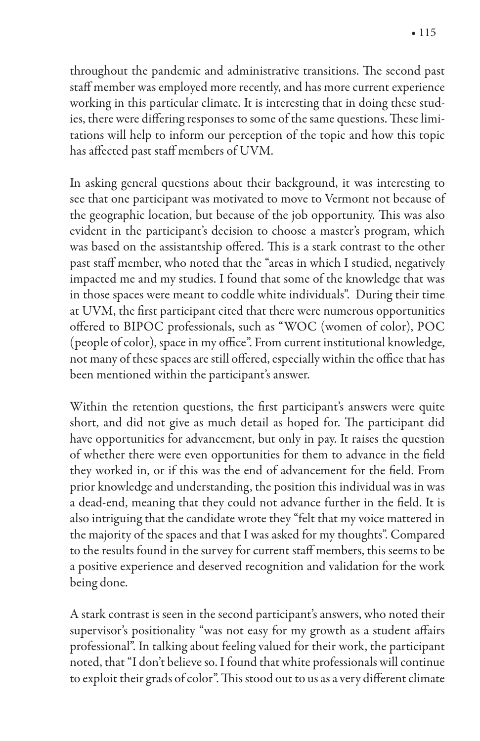throughout the pandemic and administrative transitions. The second past staff member was employed more recently, and has more current experience working in this particular climate. It is interesting that in doing these studies, there were differing responses to some of the same questions. These limitations will help to inform our perception of the topic and how this topic has affected past staff members of UVM.

In asking general questions about their background, it was interesting to see that one participant was motivated to move to Vermont not because of the geographic location, but because of the job opportunity. This was also evident in the participant's decision to choose a master's program, which was based on the assistantship offered. This is a stark contrast to the other past staff member, who noted that the "areas in which I studied, negatively impacted me and my studies. I found that some of the knowledge that was in those spaces were meant to coddle white individuals". During their time at UVM, the first participant cited that there were numerous opportunities offered to BIPOC professionals, such as "WOC (women of color), POC (people of color), space in my office". From current institutional knowledge, not many of these spaces are still offered, especially within the office that has been mentioned within the participant's answer.

Within the retention questions, the first participant's answers were quite short, and did not give as much detail as hoped for. The participant did have opportunities for advancement, but only in pay. It raises the question of whether there were even opportunities for them to advance in the field they worked in, or if this was the end of advancement for the field. From prior knowledge and understanding, the position this individual was in was a dead-end, meaning that they could not advance further in the field. It is also intriguing that the candidate wrote they "felt that my voice mattered in the majority of the spaces and that I was asked for my thoughts". Compared to the results found in the survey for current staff members, this seems to be a positive experience and deserved recognition and validation for the work being done.

A stark contrast is seen in the second participant's answers, who noted their supervisor's positionality "was not easy for my growth as a student affairs professional". In talking about feeling valued for their work, the participant noted, that "I don't believe so. I found that white professionals will continue to exploit their grads of color". This stood out to us as a very different climate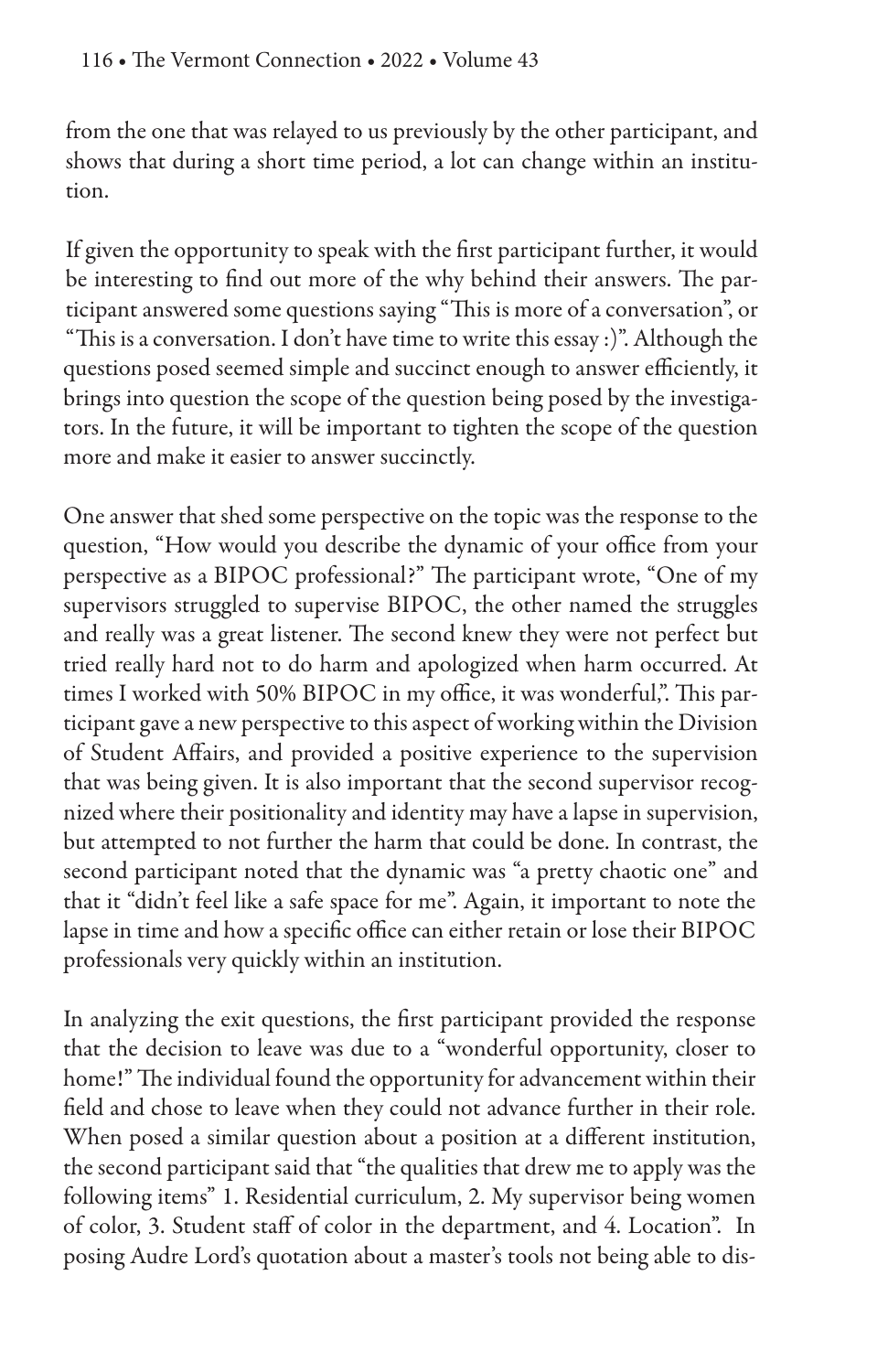from the one that was relayed to us previously by the other participant, and shows that during a short time period, a lot can change within an institution.

If given the opportunity to speak with the first participant further, it would be interesting to find out more of the why behind their answers. The participant answered some questions saying "This is more of a conversation", or "This is a conversation. I don't have time to write this essay :)". Although the questions posed seemed simple and succinct enough to answer efficiently, it brings into question the scope of the question being posed by the investigators. In the future, it will be important to tighten the scope of the question more and make it easier to answer succinctly.

One answer that shed some perspective on the topic was the response to the question, "How would you describe the dynamic of your office from your perspective as a BIPOC professional?" The participant wrote, "One of my supervisors struggled to supervise BIPOC, the other named the struggles and really was a great listener. The second knew they were not perfect but tried really hard not to do harm and apologized when harm occurred. At times I worked with 50% BIPOC in my office, it was wonderful,". This participant gave a new perspective to this aspect of working within the Division of Student Affairs, and provided a positive experience to the supervision that was being given. It is also important that the second supervisor recognized where their positionality and identity may have a lapse in supervision, but attempted to not further the harm that could be done. In contrast, the second participant noted that the dynamic was "a pretty chaotic one" and that it "didn't feel like a safe space for me". Again, it important to note the lapse in time and how a specific office can either retain or lose their BIPOC professionals very quickly within an institution.

In analyzing the exit questions, the first participant provided the response that the decision to leave was due to a "wonderful opportunity, closer to home!" The individual found the opportunity for advancement within their field and chose to leave when they could not advance further in their role. When posed a similar question about a position at a different institution, the second participant said that "the qualities that drew me to apply was the following items" 1. Residential curriculum, 2. My supervisor being women of color, 3. Student staff of color in the department, and 4. Location". In posing Audre Lord's quotation about a master's tools not being able to dis-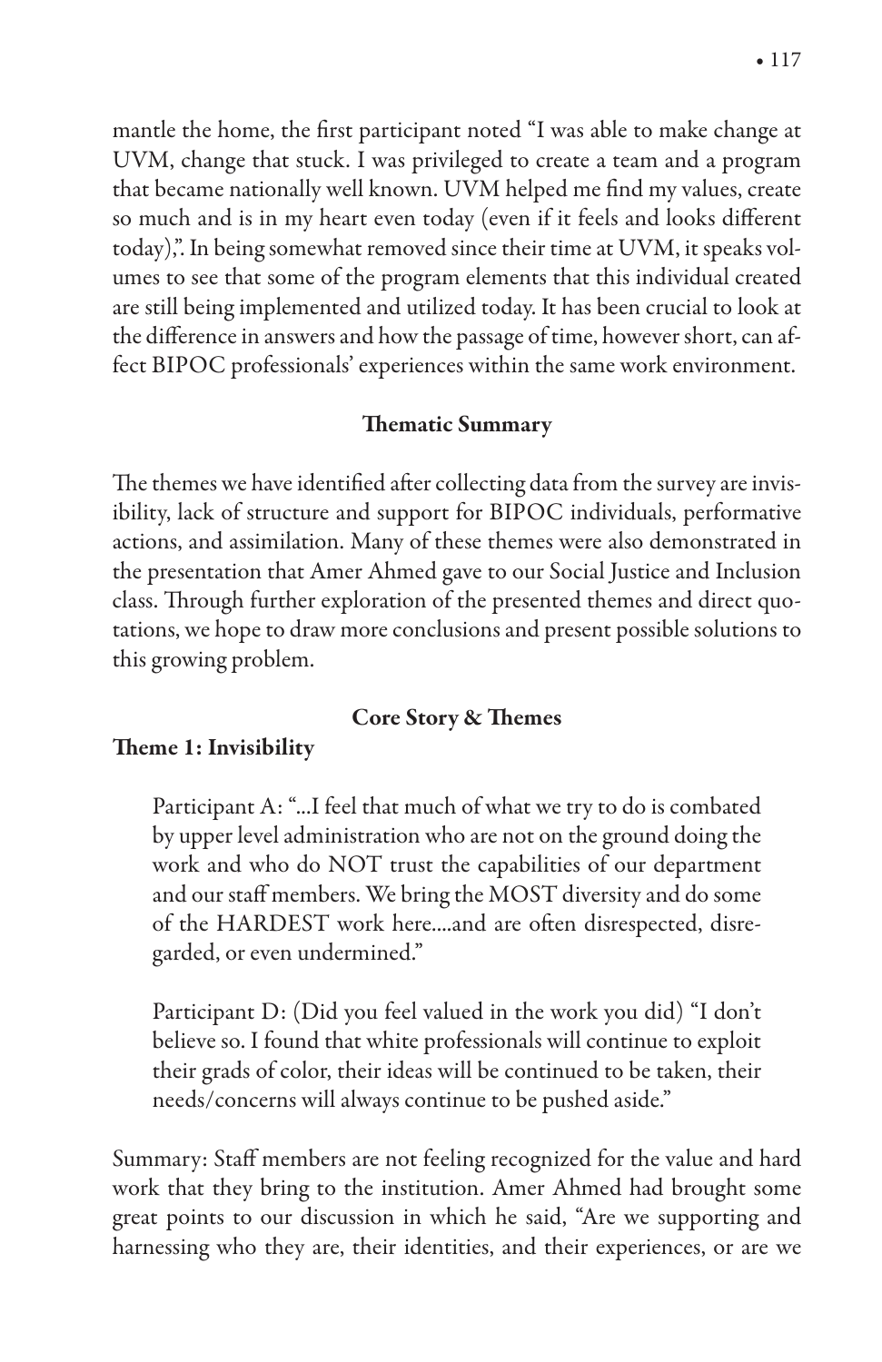mantle the home, the first participant noted "I was able to make change at UVM, change that stuck. I was privileged to create a team and a program that became nationally well known. UVM helped me find my values, create so much and is in my heart even today (even if it feels and looks different today),". In being somewhat removed since their time at UVM, it speaks volumes to see that some of the program elements that this individual created are still being implemented and utilized today. It has been crucial to look at the difference in answers and how the passage of time, however short, can affect BIPOC professionals' experiences within the same work environment.

## Thematic Summary

The themes we have identified after collecting data from the survey are invisibility, lack of structure and support for BIPOC individuals, performative actions, and assimilation. Many of these themes were also demonstrated in the presentation that Amer Ahmed gave to our Social Justice and Inclusion class. Through further exploration of the presented themes and direct quotations, we hope to draw more conclusions and present possible solutions to this growing problem.

## Core Story & Themes

### Theme 1: Invisibility

> Participant A: "...I feel that much of what we try to do is combated by upper level administration who are not on the ground doing the work and who do NOT trust the capabilities of our department and our staff members. We bring the MOST diversity and do some of the HARDEST work here....and are often disrespected, disregarded, or even undermined."

> Participant D: (Did you feel valued in the work you did) "I don't believe so. I found that white professionals will continue to exploit their grads of color, their ideas will be continued to be taken, their needs/concerns will always continue to be pushed aside."

Summary: Staff members are not feeling recognized for the value and hard work that they bring to the institution. Amer Ahmed had brought some great points to our discussion in which he said, "Are we supporting and harnessing who they are, their identities, and their experiences, or are we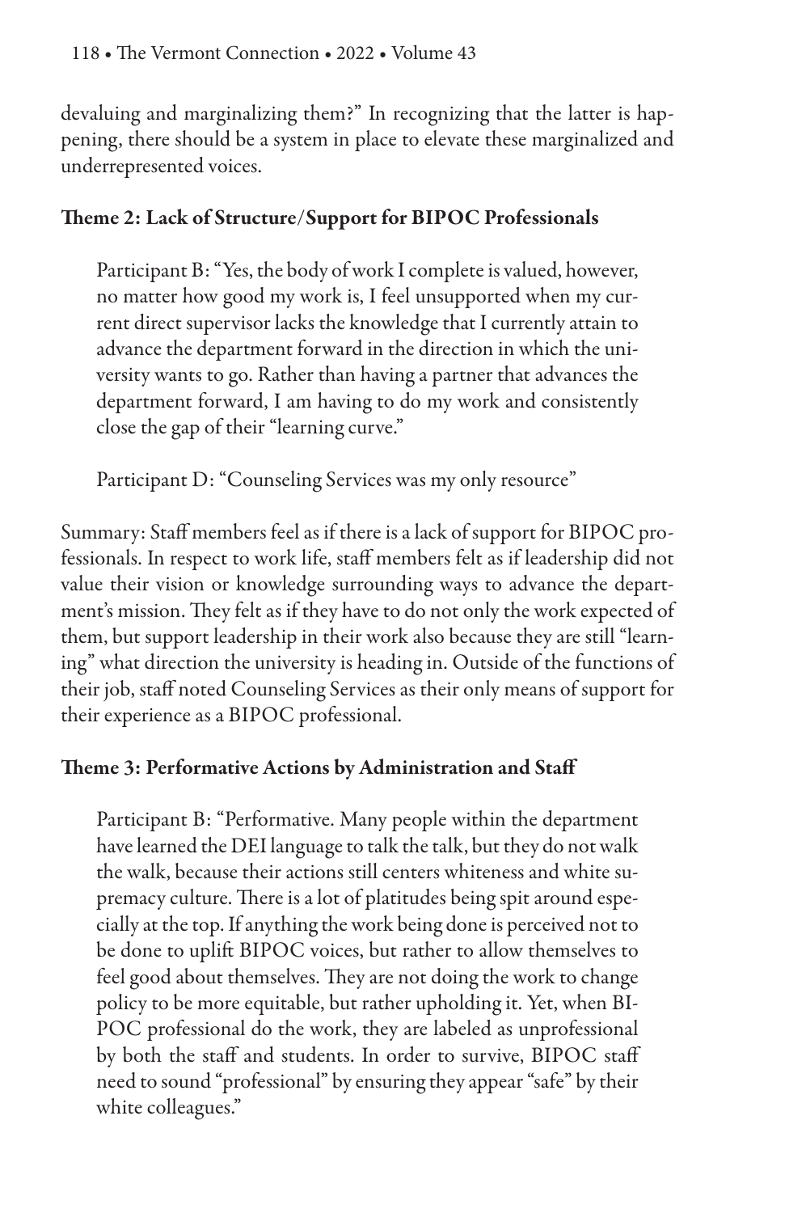devaluing and marginalizing them?" In recognizing that the latter is happening, there should be a system in place to elevate these marginalized and underrepresented voices.

### Theme 2: Lack of Structure/Support for BIPOC Professionals

> Participant B: "Yes, the body of work I complete is valued, however, no matter how good my work is, I feel unsupported when my current direct supervisor lacks the knowledge that I currently attain to advance the department forward in the direction in which the university wants to go. Rather than having a partner that advances the department forward, I am having to do my work and consistently close the gap of their "learning curve."

> Participant D: "Counseling Services was my only resource"

Summary: Staff members feel as if there is a lack of support for BIPOC professionals. In respect to work life, staff members felt as if leadership did not value their vision or knowledge surrounding ways to advance the department's mission. They felt as if they have to do not only the work expected of them, but support leadership in their work also because they are still "learning" what direction the university is heading in. Outside of the functions of their job, staff noted Counseling Services as their only means of support for their experience as a BIPOC professional.

### Theme 3: Performative Actions by Administration and Staff

> Participant B: "Performative. Many people within the department have learned the DEI language to talk the talk, but they do not walk the walk, because their actions still centers whiteness and white supremacy culture. There is a lot of platitudes being spit around especially at the top. If anything the work being done is perceived not to be done to uplift BIPOC voices, but rather to allow themselves to feel good about themselves. They are not doing the work to change policy to be more equitable, but rather upholding it. Yet, when BIPOC professional do the work, they are labeled as unprofessional by both the staff and students. In order to survive, BIPOC staff need to sound "professional" by ensuring they appear "safe" by their white colleagues."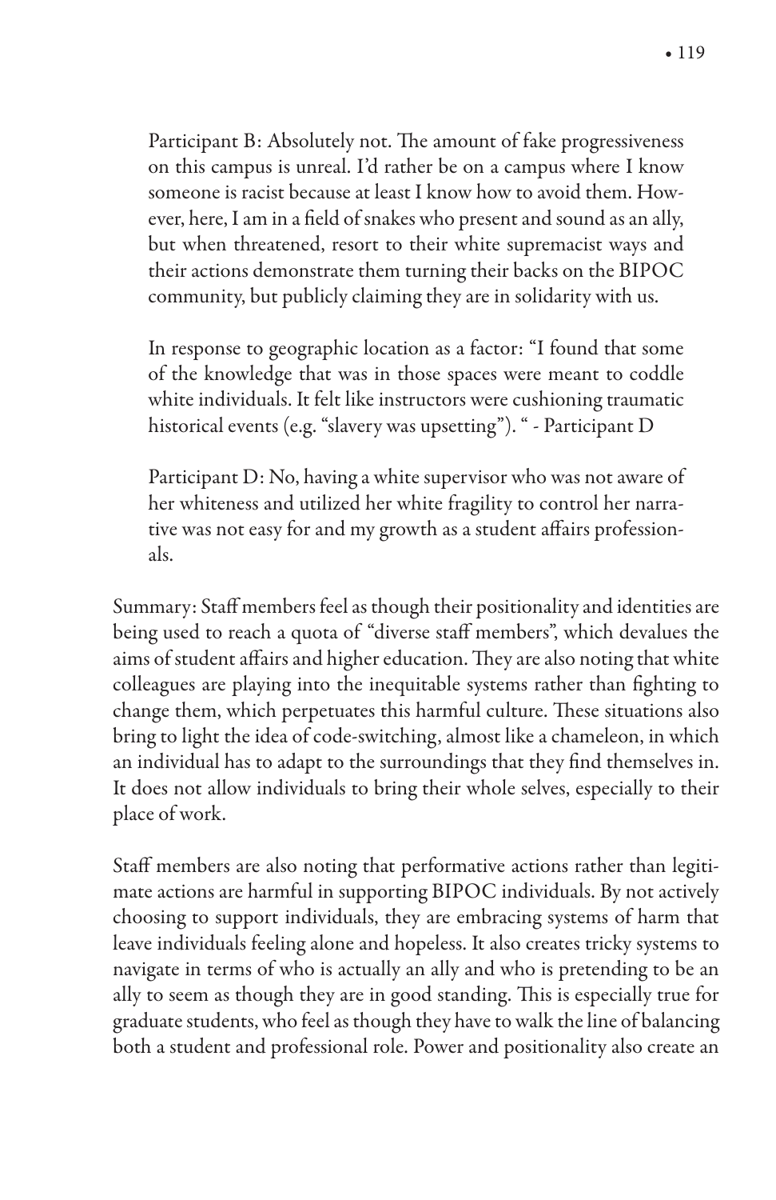> Participant B: Absolutely not. The amount of fake progressiveness on this campus is unreal. I'd rather be on a campus where I know someone is racist because at least I know how to avoid them. However, here, I am in a field of snakes who present and sound as an ally, but when threatened, resort to their white supremacist ways and their actions demonstrate them turning their backs on the BIPOC community, but publicly claiming they are in solidarity with us.
>
> In response to geographic location as a factor: "I found that some of the knowledge that was in those spaces were meant to coddle white individuals. It felt like instructors were cushioning traumatic historical events (e.g. "slavery was upsetting"). " - Participant D
>
> Participant D: No, having a white supervisor who was not aware of her whiteness and utilized her white fragility to control her narrative was not easy for and my growth as a student affairs professionals.

Summary: Staff members feel as though their positionality and identities are being used to reach a quota of "diverse staff members", which devalues the aims of student affairs and higher education. They are also noting that white colleagues are playing into the inequitable systems rather than fighting to change them, which perpetuates this harmful culture. These situations also bring to light the idea of code-switching, almost like a chameleon, in which an individual has to adapt to the surroundings that they find themselves in. It does not allow individuals to bring their whole selves, especially to their place of work.

Staff members are also noting that performative actions rather than legitimate actions are harmful in supporting BIPOC individuals. By not actively choosing to support individuals, they are embracing systems of harm that leave individuals feeling alone and hopeless. It also creates tricky systems to navigate in terms of who is actually an ally and who is pretending to be an ally to seem as though they are in good standing. This is especially true for graduate students, who feel as though they have to walk the line of balancing both a student and professional role. Power and positionality also create an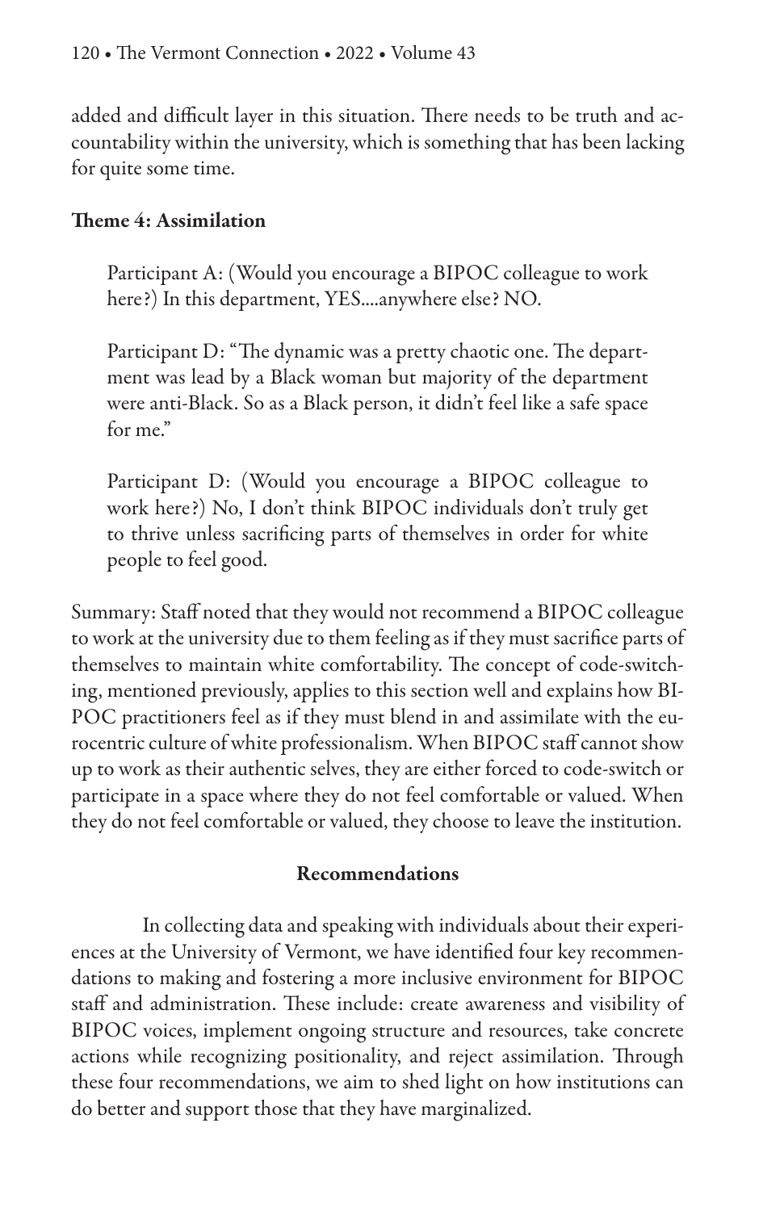added and difficult layer in this situation. There needs to be truth and accountability within the university, which is something that has been lacking for quite some time.

**Theme 4: Assimilation**

> Participant A: (Would you encourage a BIPOC colleague to work here?) In this department, YES....anywhere else? NO.
>
> Participant D: "The dynamic was a pretty chaotic one. The department was lead by a Black woman but majority of the department were anti-Black. So as a Black person, it didn't feel like a safe space for me."
>
> Participant D: (Would you encourage a BIPOC colleague to work here?) No, I don't think BIPOC individuals don't truly get to thrive unless sacrificing parts of themselves in order for white people to feel good.

Summary: Staff noted that they would not recommend a BIPOC colleague to work at the university due to them feeling as if they must sacrifice parts of themselves to maintain white comfortability. The concept of code-switching, mentioned previously, applies to this section well and explains how BIPOC practitioners feel as if they must blend in and assimilate with the eurocentric culture of white professionalism. When BIPOC staff cannot show up to work as their authentic selves, they are either forced to code-switch or participate in a space where they do not feel comfortable or valued. When they do not feel comfortable or valued, they choose to leave the institution.

## Recommendations

In collecting data and speaking with individuals about their experiences at the University of Vermont, we have identified four key recommendations to making and fostering a more inclusive environment for BIPOC staff and administration. These include: create awareness and visibility of BIPOC voices, implement ongoing structure and resources, take concrete actions while recognizing positionality, and reject assimilation. Through these four recommendations, we aim to shed light on how institutions can do better and support those that they have marginalized.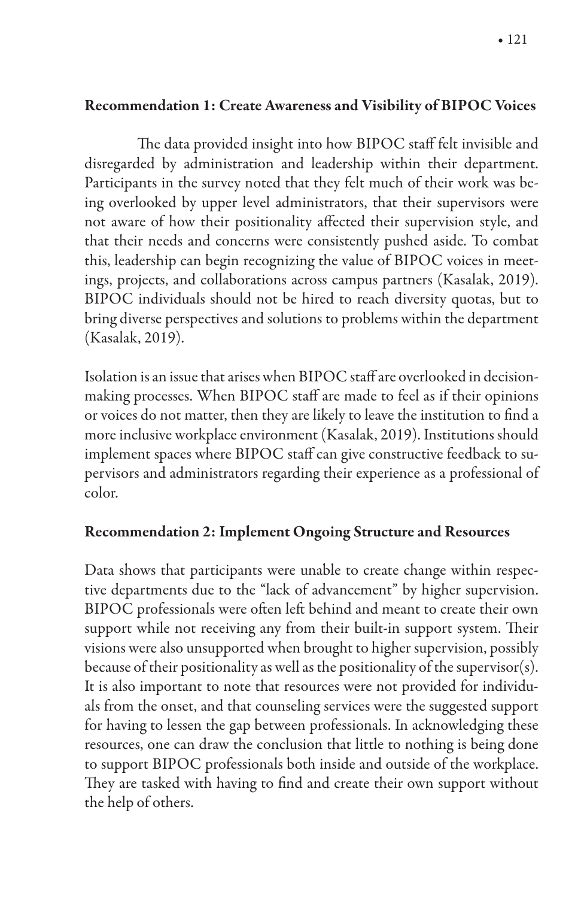### Recommendation 1: Create Awareness and Visibility of BIPOC Voices

The data provided insight into how BIPOC staff felt invisible and disregarded by administration and leadership within their department. Participants in the survey noted that they felt much of their work was being overlooked by upper level administrators, that their supervisors were not aware of how their positionality affected their supervision style, and that their needs and concerns were consistently pushed aside. To combat this, leadership can begin recognizing the value of BIPOC voices in meetings, projects, and collaborations across campus partners (Kasalak, 2019). BIPOC individuals should not be hired to reach diversity quotas, but to bring diverse perspectives and solutions to problems within the department (Kasalak, 2019).

Isolation is an issue that arises when BIPOC staff are overlooked in decision-making processes. When BIPOC staff are made to feel as if their opinions or voices do not matter, then they are likely to leave the institution to find a more inclusive workplace environment (Kasalak, 2019). Institutions should implement spaces where BIPOC staff can give constructive feedback to supervisors and administrators regarding their experience as a professional of color.

### Recommendation 2: Implement Ongoing Structure and Resources

Data shows that participants were unable to create change within respective departments due to the "lack of advancement" by higher supervision. BIPOC professionals were often left behind and meant to create their own support while not receiving any from their built-in support system. Their visions were also unsupported when brought to higher supervision, possibly because of their positionality as well as the positionality of the supervisor(s). It is also important to note that resources were not provided for individuals from the onset, and that counseling services were the suggested support for having to lessen the gap between professionals. In acknowledging these resources, one can draw the conclusion that little to nothing is being done to support BIPOC professionals both inside and outside of the workplace. They are tasked with having to find and create their own support without the help of others.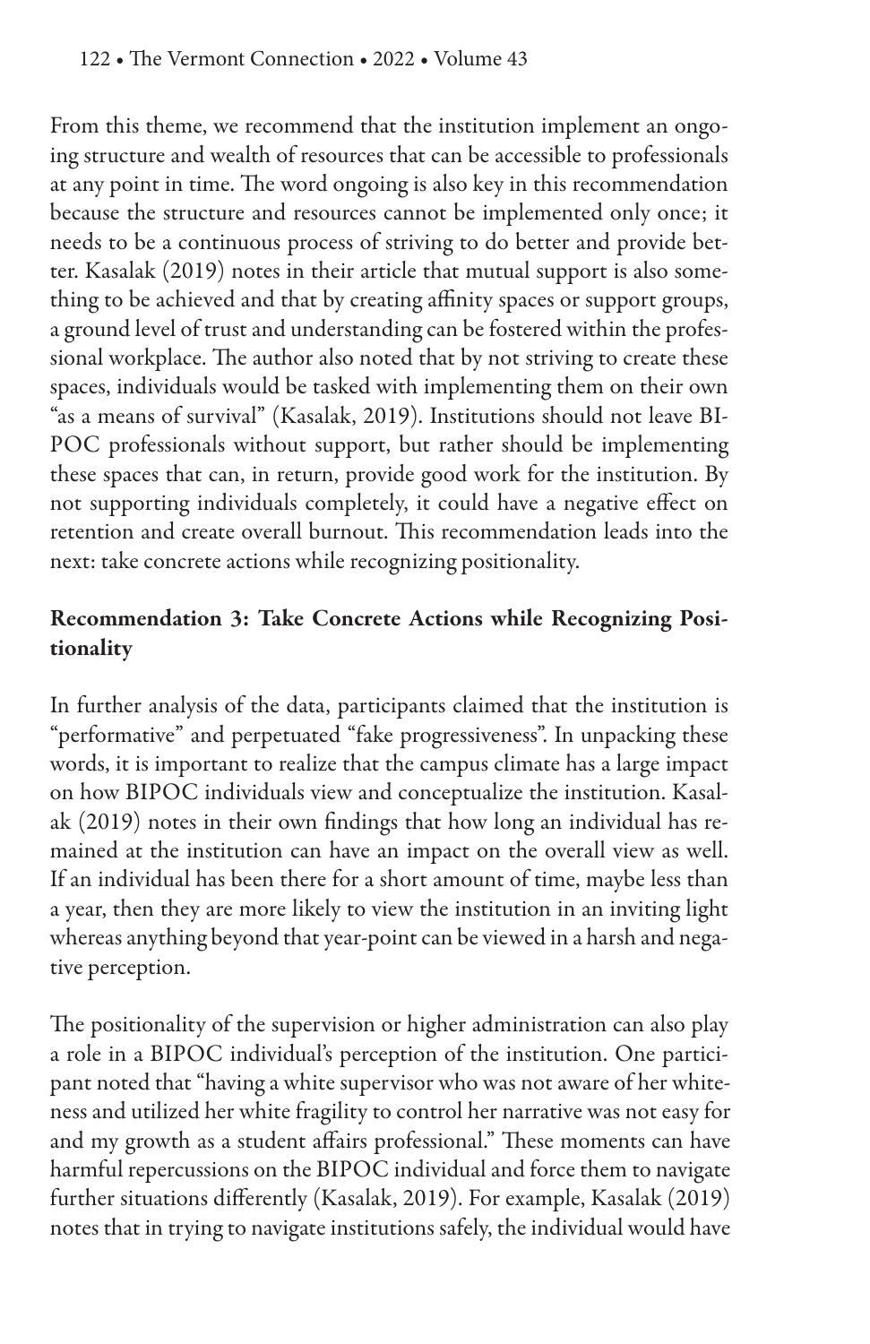From this theme, we recommend that the institution implement an ongoing structure and wealth of resources that can be accessible to professionals at any point in time. The word ongoing is also key in this recommendation because the structure and resources cannot be implemented only once; it needs to be a continuous process of striving to do better and provide better. Kasalak (2019) notes in their article that mutual support is also something to be achieved and that by creating affinity spaces or support groups, a ground level of trust and understanding can be fostered within the professional workplace. The author also noted that by not striving to create these spaces, individuals would be tasked with implementing them on their own "as a means of survival" (Kasalak, 2019). Institutions should not leave BIPOC professionals without support, but rather should be implementing these spaces that can, in return, provide good work for the institution. By not supporting individuals completely, it could have a negative effect on retention and create overall burnout. This recommendation leads into the next: take concrete actions while recognizing positionality.

**Recommendation 3: Take Concrete Actions while Recognizing Positionality**

In further analysis of the data, participants claimed that the institution is "performative" and perpetuated "fake progressiveness". In unpacking these words, it is important to realize that the campus climate has a large impact on how BIPOC individuals view and conceptualize the institution. Kasalak (2019) notes in their own findings that how long an individual has remained at the institution can have an impact on the overall view as well. If an individual has been there for a short amount of time, maybe less than a year, then they are more likely to view the institution in an inviting light whereas anything beyond that year-point can be viewed in a harsh and negative perception.

The positionality of the supervision or higher administration can also play a role in a BIPOC individual's perception of the institution. One participant noted that "having a white supervisor who was not aware of her whiteness and utilized her white fragility to control her narrative was not easy for and my growth as a student affairs professional." These moments can have harmful repercussions on the BIPOC individual and force them to navigate further situations differently (Kasalak, 2019). For example, Kasalak (2019) notes that in trying to navigate institutions safely, the individual would have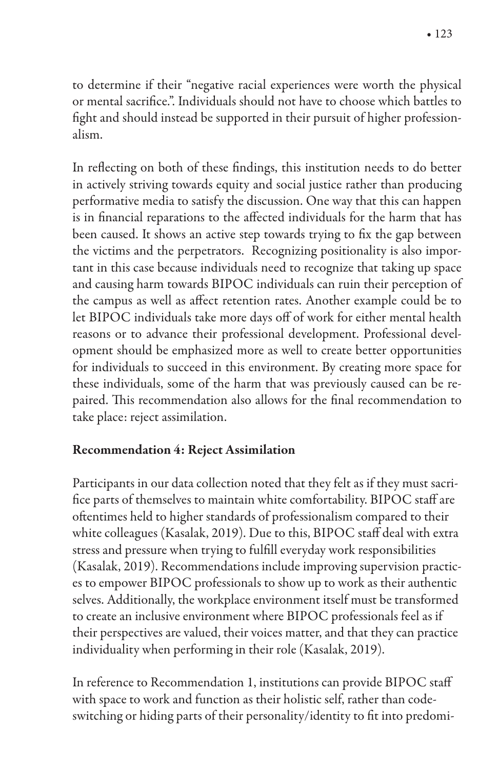to determine if their "negative racial experiences were worth the physical or mental sacrifice.". Individuals should not have to choose which battles to fight and should instead be supported in their pursuit of higher professionalism.

In reflecting on both of these findings, this institution needs to do better in actively striving towards equity and social justice rather than producing performative media to satisfy the discussion. One way that this can happen is in financial reparations to the affected individuals for the harm that has been caused. It shows an active step towards trying to fix the gap between the victims and the perpetrators. Recognizing positionality is also important in this case because individuals need to recognize that taking up space and causing harm towards BIPOC individuals can ruin their perception of the campus as well as affect retention rates. Another example could be to let BIPOC individuals take more days off of work for either mental health reasons or to advance their professional development. Professional development should be emphasized more as well to create better opportunities for individuals to succeed in this environment. By creating more space for these individuals, some of the harm that was previously caused can be repaired. This recommendation also allows for the final recommendation to take place: reject assimilation.

**Recommendation 4: Reject Assimilation**

Participants in our data collection noted that they felt as if they must sacrifice parts of themselves to maintain white comfortability. BIPOC staff are oftentimes held to higher standards of professionalism compared to their white colleagues (Kasalak, 2019). Due to this, BIPOC staff deal with extra stress and pressure when trying to fulfill everyday work responsibilities (Kasalak, 2019). Recommendations include improving supervision practices to empower BIPOC professionals to show up to work as their authentic selves. Additionally, the workplace environment itself must be transformed to create an inclusive environment where BIPOC professionals feel as if their perspectives are valued, their voices matter, and that they can practice individuality when performing in their role (Kasalak, 2019).

In reference to Recommendation 1, institutions can provide BIPOC staff with space to work and function as their holistic self, rather than code-switching or hiding parts of their personality/identity to fit into predomi-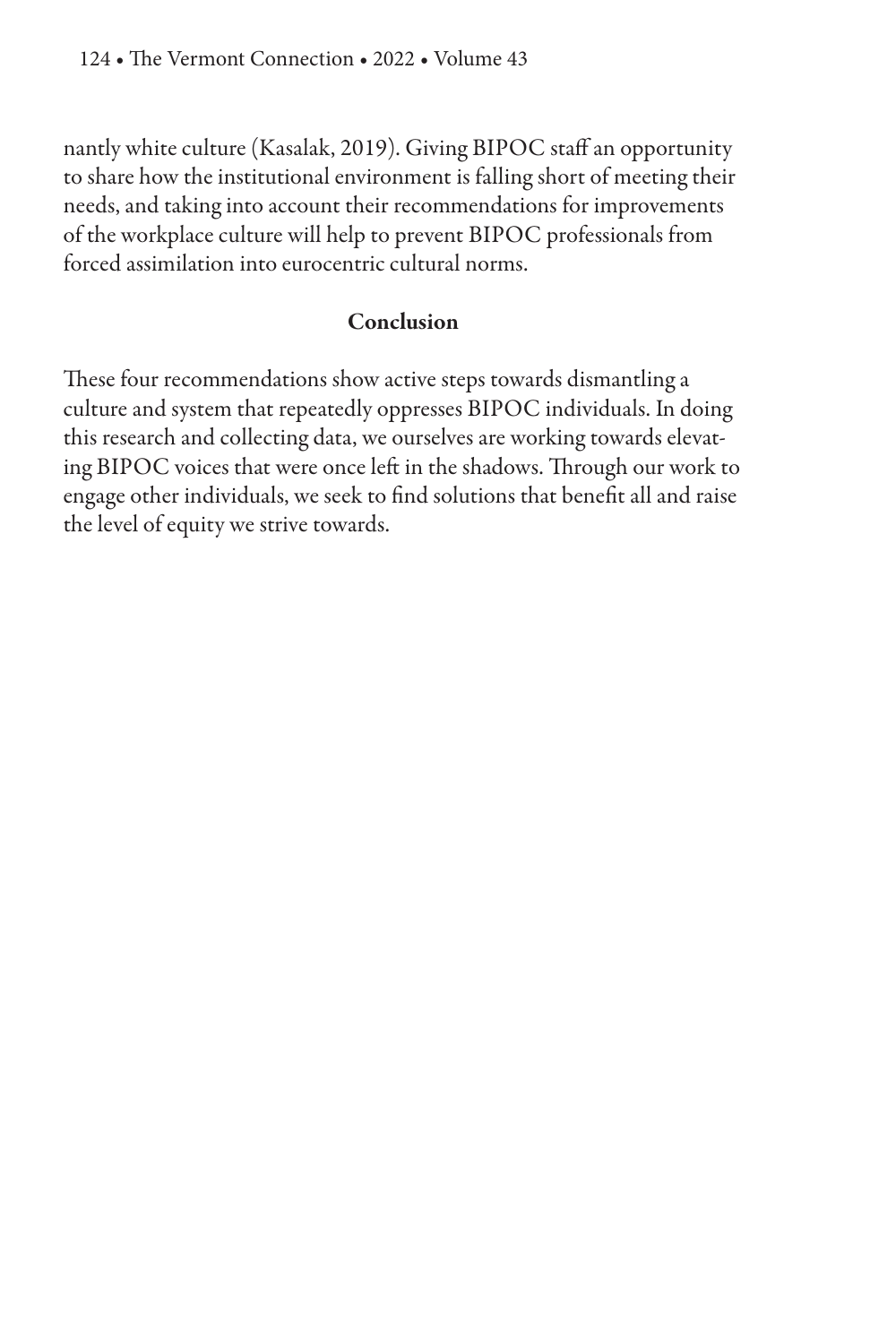nantly white culture (Kasalak, 2019). Giving BIPOC staff an opportunity to share how the institutional environment is falling short of meeting their needs, and taking into account their recommendations for improvements of the workplace culture will help to prevent BIPOC professionals from forced assimilation into eurocentric cultural norms.

## Conclusion

These four recommendations show active steps towards dismantling a culture and system that repeatedly oppresses BIPOC individuals. In doing this research and collecting data, we ourselves are working towards elevating BIPOC voices that were once left in the shadows. Through our work to engage other individuals, we seek to find solutions that benefit all and raise the level of equity we strive towards.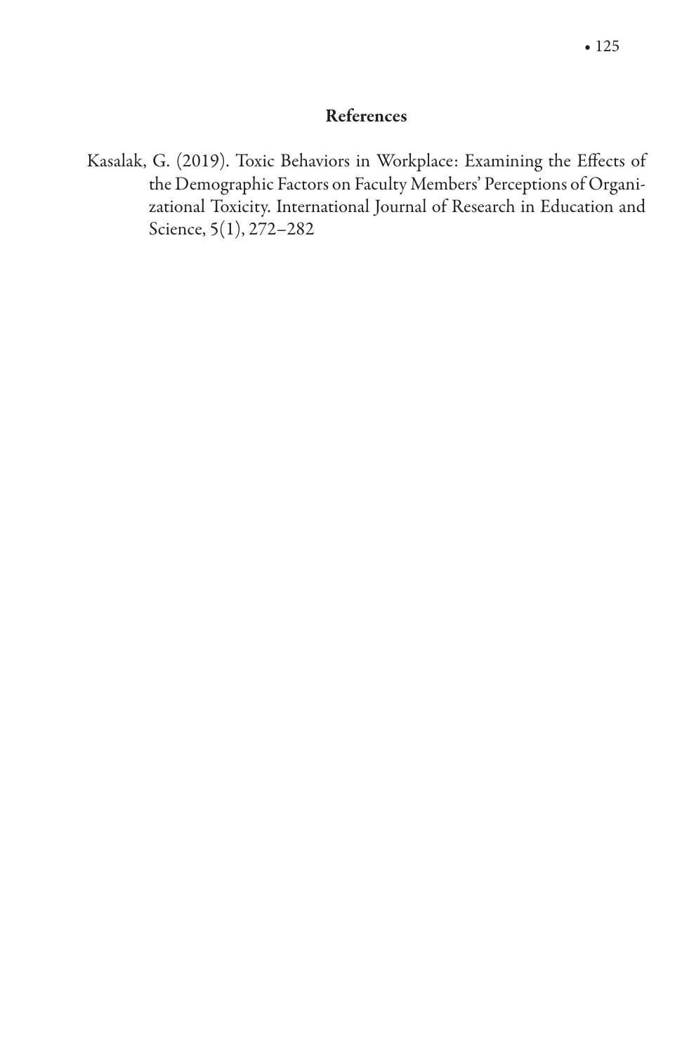## References

Kasalak, G. (2019). Toxic Behaviors in Workplace: Examining the Effects of the Demographic Factors on Faculty Members' Perceptions of Organizational Toxicity. International Journal of Research in Education and Science, 5(1), 272–282